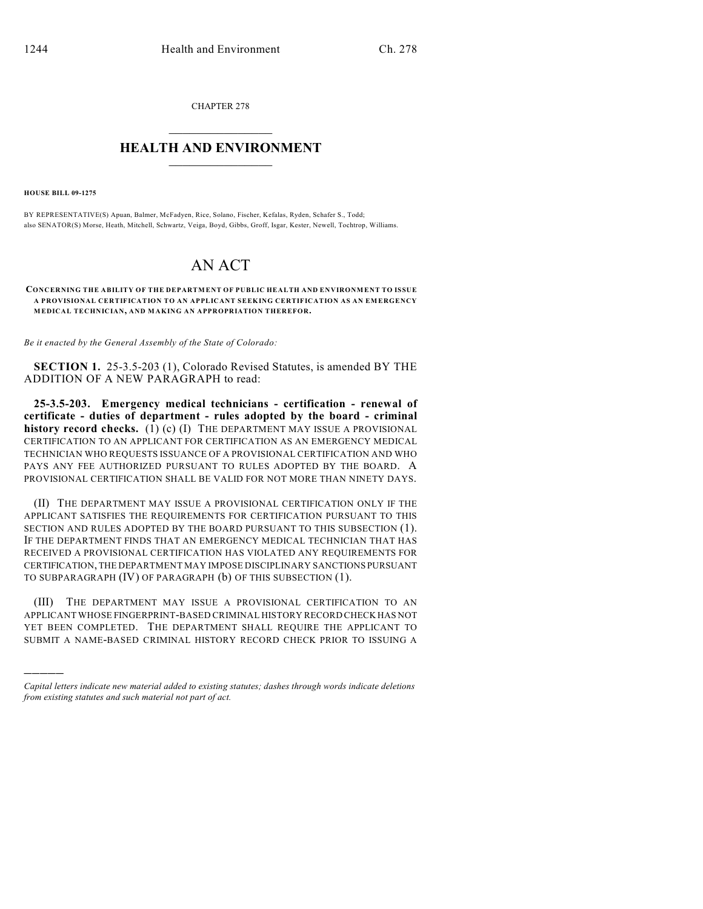CHAPTER 278

# HEALTH AND ENVIRONMENT

**HOUSE BILL 09-1275**

BY REPRESENTATIVE(S) Apuan, Balmer, McFadyen, Rice, Solano, Fischer, Kefalas, Ryden, Schafer S., Todd; also SENATOR(S) Morse, Heath, Mitchell, Schwartz, Veiga, Boyd, Gibbs, Groff, Isgar, Kester, Newell, Tochtrop, Williams.

# AN ACT

**CONCERNING THE ABILITY OF THE DEPARTMENT OF PUBLIC HEALTH AND ENVIRONMENT TO ISSUE A PROVISIONAL CERTIFICATION TO AN APPLICANT SEEKING CERTIFICATION AS AN EMERGENCY MEDICAL TECHNICIAN, AND MAKING AN APPROPRIATION THEREFOR.**

*Be it enacted by the General Assembly of the State of Colorado:*

**SECTION 1.** 25-3.5-203 (1), Colorado Revised Statutes, is amended BY THE ADDITION OF A NEW PARAGRAPH to read:

**25-3.5-203. Emergency medical technicians - certification - renewal of certificate - duties of department - rules adopted by the board - criminal history record checks.** (1) (c) (I) THE DEPARTMENT MAY ISSUE A PROVISIONAL CERTIFICATION TO AN APPLICANT FOR CERTIFICATION AS AN EMERGENCY MEDICAL TECHNICIAN WHO REQUESTS ISSUANCE OF A PROVISIONAL CERTIFICATION AND WHO PAYS ANY FEE AUTHORIZED PURSUANT TO RULES ADOPTED BY THE BOARD. A PROVISIONAL CERTIFICATION SHALL BE VALID FOR NOT MORE THAN NINETY DAYS.

(II) THE DEPARTMENT MAY ISSUE A PROVISIONAL CERTIFICATION ONLY IF THE APPLICANT SATISFIES THE REQUIREMENTS FOR CERTIFICATION PURSUANT TO THIS SECTION AND RULES ADOPTED BY THE BOARD PURSUANT TO THIS SUBSECTION (1). IF THE DEPARTMENT FINDS THAT AN EMERGENCY MEDICAL TECHNICIAN THAT HAS RECEIVED A PROVISIONAL CERTIFICATION HAS VIOLATED ANY REQUIREMENTS FOR CERTIFICATION, THE DEPARTMENT MAY IMPOSE DISCIPLINARY SANCTIONS PURSUANT TO SUBPARAGRAPH (IV) OF PARAGRAPH (b) OF THIS SUBSECTION (1).

(III) THE DEPARTMENT MAY ISSUE A PROVISIONAL CERTIFICATION TO AN APPLICANT WHOSE FINGERPRINT-BASED CRIMINAL HISTORY RECORD CHECK HAS NOT YET BEEN COMPLETED. THE DEPARTMENT SHALL REQUIRE THE APPLICANT TO SUBMIT A NAME-BASED CRIMINAL HISTORY RECORD CHECK PRIOR TO ISSUING A

*Capital letters indicate new material added to existing statutes; dashes through words indicate deletions from existing statutes and such material not part of act.*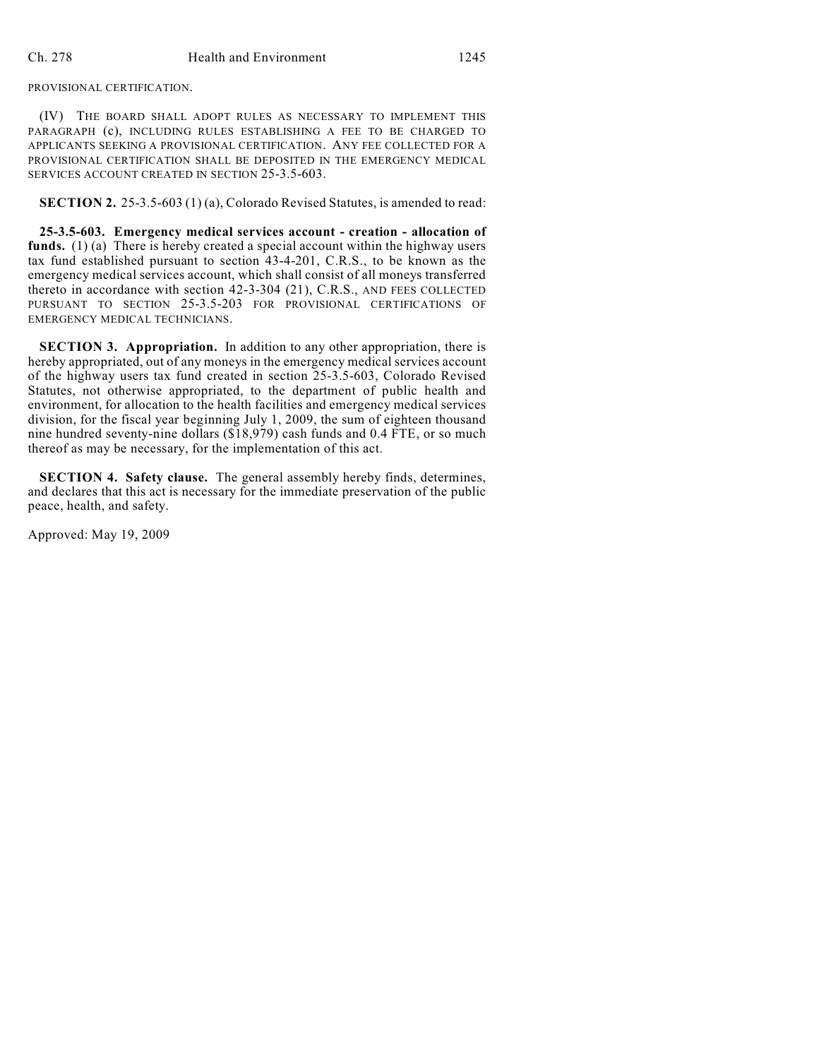PROVISIONAL CERTIFICATION.

(IV) THE BOARD SHALL ADOPT RULES AS NECESSARY TO IMPLEMENT THIS PARAGRAPH (c), INCLUDING RULES ESTABLISHING A FEE TO BE CHARGED TO APPLICANTS SEEKING A PROVISIONAL CERTIFICATION. ANY FEE COLLECTED FOR A PROVISIONAL CERTIFICATION SHALL BE DEPOSITED IN THE EMERGENCY MEDICAL SERVICES ACCOUNT CREATED IN SECTION 25-3.5-603.

**SECTION 2.** 25-3.5-603 (1) (a), Colorado Revised Statutes, is amended to read:

**25-3.5-603. Emergency medical services account - creation - allocation of funds.** (1) (a) There is hereby created a special account within the highway users tax fund established pursuant to section 43-4-201, C.R.S., to be known as the emergency medical services account, which shall consist of all moneys transferred thereto in accordance with section 42-3-304 (21), C.R.S., AND FEES COLLECTED PURSUANT TO SECTION 25-3.5-203 FOR PROVISIONAL CERTIFICATIONS OF EMERGENCY MEDICAL TECHNICIANS.

**SECTION 3. Appropriation.** In addition to any other appropriation, there is hereby appropriated, out of any moneys in the emergency medical services account of the highway users tax fund created in section 25-3.5-603, Colorado Revised Statutes, not otherwise appropriated, to the department of public health and environment, for allocation to the health facilities and emergency medical services division, for the fiscal year beginning July 1, 2009, the sum of eighteen thousand nine hundred seventy-nine dollars ($18,979) cash funds and 0.4 FTE, or so much thereof as may be necessary, for the implementation of this act.

**SECTION 4. Safety clause.** The general assembly hereby finds, determines, and declares that this act is necessary for the immediate preservation of the public peace, health, and safety.

Approved: May 19, 2009